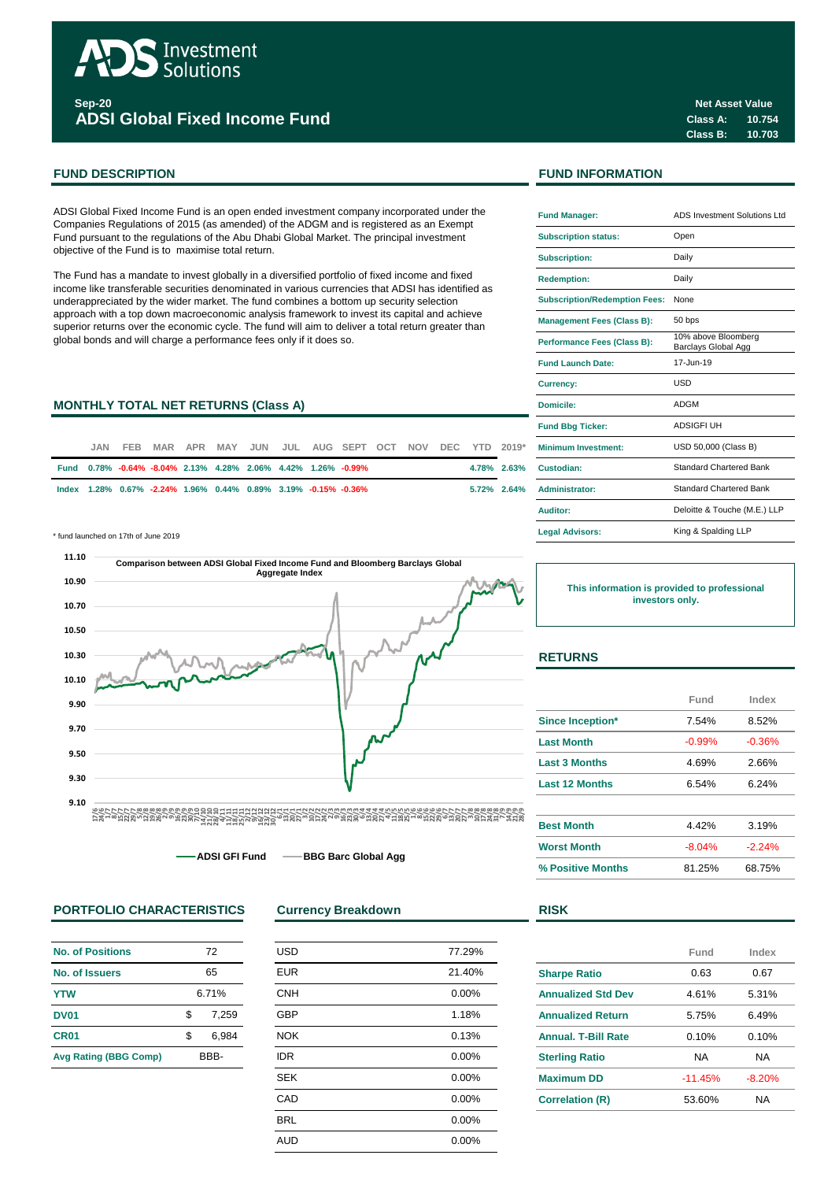# ADS Investment Solutions

**Sep-20**

## ADSI Global Fixed Income Fund

**Net Asset Value**

| | |
|---|---|
| **Class A:** | **10.754** |
| **Class B:** | **10.703** |

## FUND DESCRIPTION

ADSI Global Fixed Income Fund is an open ended investment company incorporated under the Companies Regulations of 2015 (as amended) of the ADGM and is registered as an Exempt Fund pursuant to the regulations of the Abu Dhabi Global Market. The principal investment objective of the Fund is to maximise total return.

The Fund has a mandate to invest globally in a diversified portfolio of fixed income and fixed income like transferable securities denominated in various currencies that ADSI has identified as underappreciated by the wider market. The fund combines a bottom up security selection approach with a top down macroeconomic analysis framework to invest its capital and achieve superior returns over the economic cycle. The fund will aim to deliver a total return greater than global bonds and will charge a performance fees only if it does so.

## MONTHLY TOTAL NET RETURNS (Class A)

| | JAN | FEB | MAR | APR | MAY | JUN | JUL | AUG | SEPT | OCT | NOV | DEC | YTD | 2019* |
|---|---|---|---|---|---|---|---|---|---|---|---|---|---|---|
| Fund | 0.78% | -0.64% | -8.04% | 2.13% | 4.28% | 2.06% | 4.42% | 1.26% | -0.99% | | | | 4.78% | 2.63% |
| Index | 1.28% | 0.67% | -2.24% | 1.96% | 0.44% | 0.89% | 3.19% | -0.15% | -0.36% | | | | 5.72% | 2.64% |

\* fund launched on 17th of June 2019

**Comparison between ADSI Global Fixed Income Fund and Bloomberg Barclays Global Aggregate Index**

ADSI GFI Fund — BBG Barc Global Agg

## FUND INFORMATION

| | |
|---|---|
| **Fund Manager:** | ADS Investment Solutions Ltd |
| **Subscription status:** | Open |
| **Subscription:** | Daily |
| **Redemption:** | Daily |
| **Subscription/Redemption Fees:** | None |
| **Management Fees (Class B):** | 50 bps |
| **Performance Fees (Class B):** | 10% above Bloomberg Barclays Global Agg |
| **Fund Launch Date:** | 17-Jun-19 |
| **Currency:** | USD |
| **Domicile:** | ADGM |
| **Fund Bbg Ticker:** | ADSIGFI UH |
| **Minimum Investment:** | USD 50,000 (Class B) |
| **Custodian:** | Standard Chartered Bank |
| **Administrator:** | Standard Chartered Bank |
| **Auditor:** | Deloitte & Touche (M.E.) LLP |
| **Legal Advisors:** | King & Spalding LLP |

**This information is provided to professional investors only.**

## RETURNS

| | Fund | Index |
|---|---|---|
| **Since Inception*** | 7.54% | 8.52% |
| **Last Month** | -0.99% | -0.36% |
| **Last 3 Months** | 4.69% | 2.66% |
| **Last 12 Months** | 6.54% | 6.24% |
| | | |
| **Best Month** | 4.42% | 3.19% |
| **Worst Month** | -8.04% | -2.24% |
| **% Positive Months** | 81.25% | 68.75% |

## PORTFOLIO CHARACTERISTICS

| | |
|---|---|
| **No. of Positions** | 72 |
| **No. of Issuers** | 65 |
| **YTW** | 6.71% |
| **DV01** | $ 7,259 |
| **CR01** | $ 6,984 |
| **Avg Rating (BBG Comp)** | BBB- |

## Currency Breakdown

| | |
|---|---|
| USD | 77.29% |
| EUR | 21.40% |
| CNH | 0.00% |
| GBP | 1.18% |
| NOK | 0.13% |
| IDR | 0.00% |
| SEK | 0.00% |
| CAD | 0.00% |
| BRL | 0.00% |
| AUD | 0.00% |

## RISK

| | Fund | Index |
|---|---|---|
| **Sharpe Ratio** | 0.63 | 0.67 |
| **Annualized Std Dev** | 4.61% | 5.31% |
| **Annualized Return** | 5.75% | 6.49% |
| **Annual. T-Bill Rate** | 0.10% | 0.10% |
| **Sterling Ratio** | NA | NA |
| **Maximum DD** | -11.45% | -8.20% |
| **Correlation (R)** | 53.60% | NA |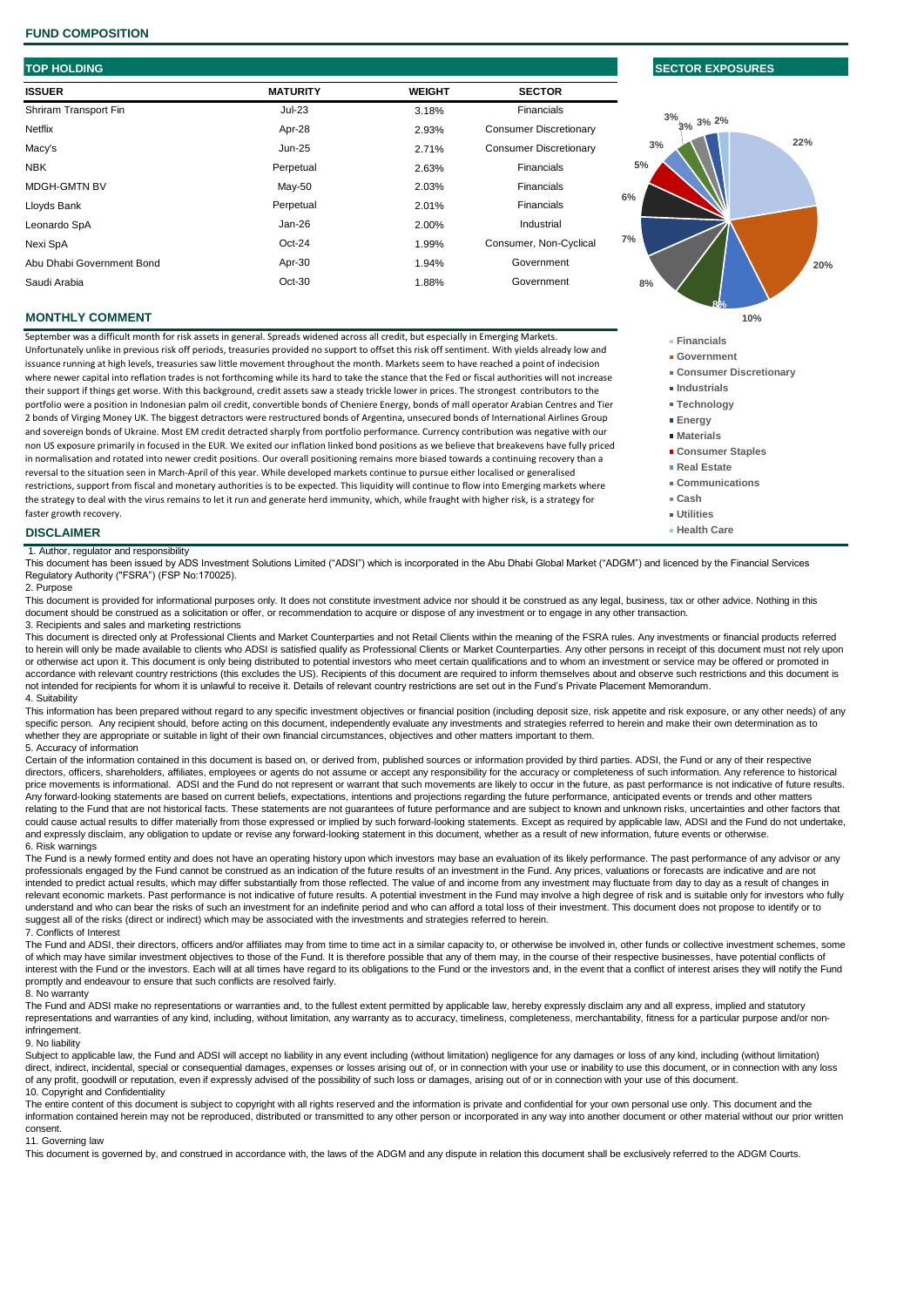## FUND COMPOSITION

### TOP HOLDING

| ISSUER | MATURITY | WEIGHT | SECTOR |
|---|---|---|---|
| Shriram Transport Fin | Jul-23 | 3.18% | Financials |
| Netflix | Apr-28 | 2.93% | Consumer Discretionary |
| Macy's | Jun-25 | 2.71% | Consumer Discretionary |
| NBK | Perpetual | 2.63% | Financials |
| MDGH-GMTN BV | May-50 | 2.03% | Financials |
| Lloyds Bank | Perpetual | 2.01% | Financials |
| Leonardo SpA | Jan-26 | 2.00% | Industrial |
| Nexi SpA | Oct-24 | 1.99% | Consumer, Non-Cyclical |
| Abu Dhabi Government Bond | Apr-30 | 1.94% | Government |
| Saudi Arabia | Oct-30 | 1.88% | Government |

### SECTOR EXPOSURES

22%
20%
10%
8%
8%
7%
6%
5%
3%
3%
3%
3%
2%

- Financials
- Government
- Consumer Discretionary
- Industrials
- Technology
- Energy
- Materials
- Consumer Staples
- Real Estate
- Communications
- Cash
- Utilities
- Health Care

### MONTHLY COMMENT

September was a difficult month for risk assets in general. Spreads widened across all credit, but especially in Emerging Markets. Unfortunately unlike in previous risk off periods, treasuries provided no support to offset this risk off sentiment. With yields already low and issuance running at high levels, treasuries saw little movement throughout the month. Markets seem to have reached a point of indecision where newer capital into reflation trades is not forthcoming while its hard to take the stance that the Fed or fiscal authorities will not increase their support if things get worse. With this background, credit assets saw a steady trickle lower in prices. The strongest contributors to the portfolio were a position in Indonesian palm oil credit, convertible bonds of Cheniere Energy, bonds of mall operator Arabian Centres and Tier 2 bonds of Virging Money UK. The biggest detractors were restructured bonds of Argentina, unsecured bonds of International Airlines Group and sovereign bonds of Ukraine. Most EM credit detracted sharply from portfolio performance. Currency contribution was negative with our non US exposure primarily in focused in the EUR. We exited our inflation linked bond positions as we believe that breakevens have fully priced in normalisation and rotated into newer credit positions. Our overall positioning remains more biased towards a continuing recovery than a reversal to the situation seen in March-April of this year. While developed markets continue to pursue either localised or generalised restrictions, support from fiscal and monetary authorities is to be expected. This liquidity will continue to flow into Emerging markets where the strategy to deal with the virus remains to let it run and generate herd immunity, which, while fraught with higher risk, is a strategy for faster growth recovery.

### DISCLAIMER

1. Author, regulator and responsibility

This document has been issued by ADS Investment Solutions Limited ("ADSI") which is incorporated in the Abu Dhabi Global Market ("ADGM") and licenced by the Financial Services Regulatory Authority ("FSRA") (FSP No:170025).

2. Purpose

This document is provided for informational purposes only. It does not constitute investment advice nor should it be construed as any legal, business, tax or other advice. Nothing in this document should be construed as a solicitation or offer, or recommendation to acquire or dispose of any investment or to engage in any other transaction.

3. Recipients and sales and marketing restrictions

This document is directed only at Professional Clients and Market Counterparties and not Retail Clients within the meaning of the FSRA rules. Any investments or financial products referred to herein will only be made available to clients who ADSI is satisfied qualify as Professional Clients or Market Counterparties. Any other persons in receipt of this document must not rely upon or otherwise act upon it. This document is only being distributed to potential investors who meet certain qualifications and to whom an investment or service may be offered or promoted in accordance with relevant country restrictions (this excludes the US). Recipients of this document are required to inform themselves about and observe such restrictions and this document is not intended for recipients for whom it is unlawful to receive it. Details of relevant country restrictions are set out in the Fund's Private Placement Memorandum.

4. Suitability

This information has been prepared without regard to any specific investment objectives or financial position (including deposit size, risk appetite and risk exposure, or any other needs) of any specific person. Any recipient should, before acting on this document, independently evaluate any investments and strategies referred to herein and make their own determination as to whether they are appropriate or suitable in light of their own financial circumstances, objectives and other matters important to them.

5. Accuracy of information

Certain of the information contained in this document is based on, or derived from, published sources or information provided by third parties. ADSI, the Fund or any of their respective directors, officers, shareholders, affiliates, employees or agents do not assume or accept any responsibility for the accuracy or completeness of such information. Any reference to historical price movements is informational. ADSI and the Fund do not represent or warrant that such movements are likely to occur in the future, as past performance is not indicative of future results. Any forward-looking statements are based on current beliefs, expectations, intentions and projections regarding the future performance, anticipated events or trends and other matters relating to the Fund that are not historical facts. These statements are not guarantees of future performance and are subject to known and unknown risks, uncertainties and other factors that could cause actual results to differ materially from those expressed or implied by such forward-looking statements. Except as required by applicable law, ADSI and the Fund do not undertake, and expressly disclaim, any obligation to update or revise any forward-looking statement in this document, whether as a result of new information, future events or otherwise.

6. Risk warnings

The Fund is a newly formed entity and does not have an operating history upon which investors may base an evaluation of its likely performance. The past performance of any advisor or any professionals engaged by the Fund cannot be construed as an indication of the future results of an investment in the Fund. Any prices, valuations or forecasts are indicative and are not intended to predict actual results, which may differ substantially from those reflected. The value of and income from any investment may fluctuate from day to day as a result of changes in relevant economic markets. Past performance is not indicative of future results. A potential investment in the Fund may involve a high degree of risk and is suitable only for investors who fully understand and who can bear the risks of such an investment for an indefinite period and who can afford a total loss of their investment. This document does not propose to identify or to suggest all of the risks (direct or indirect) which may be associated with the investments and strategies referred to herein.

7. Conflicts of Interest

The Fund and ADSI, their directors, officers and/or affiliates may from time to time act in a similar capacity to, or otherwise be involved in, other funds or collective investment schemes, some of which may have similar investment objectives to those of the Fund. It is therefore possible that any of them may, in the course of their respective businesses, have potential conflicts of interest with the Fund or the investors. Each will at all times have regard to its obligations to the Fund or the investors and, in the event that a conflict of interest arises they will notify the Fund promptly and endeavour to ensure that such conflicts are resolved fairly.

8. No warranty

The Fund and ADSI make no representations or warranties and, to the fullest extent permitted by applicable law, hereby expressly disclaim any and all express, implied and statutory representations and warranties of any kind, including, without limitation, any warranty as to accuracy, timeliness, completeness, merchantability, fitness for a particular purpose and/or non-infringement.

9. No liability

Subject to applicable law, the Fund and ADSI will accept no liability in any event including (without limitation) negligence for any damages or loss of any kind, including (without limitation) direct, indirect, incidental, special or consequential damages, expenses or losses arising out of, or in connection with your use or inability to use this document, or in connection with any loss of any profit, goodwill or reputation, even if expressly advised of the possibility of such loss or damages, arising out of or in connection with your use of this document.

10. Copyright and Confidentiality

The entire content of this document is subject to copyright with all rights reserved and the information is private and confidential for your own personal use only. This document and the information contained herein may not be reproduced, distributed or transmitted to any other person or incorporated in any way into another document or other material without our prior written consent.

11. Governing law

This document is governed by, and construed in accordance with, the laws of the ADGM and any dispute in relation this document shall be exclusively referred to the ADGM Courts.